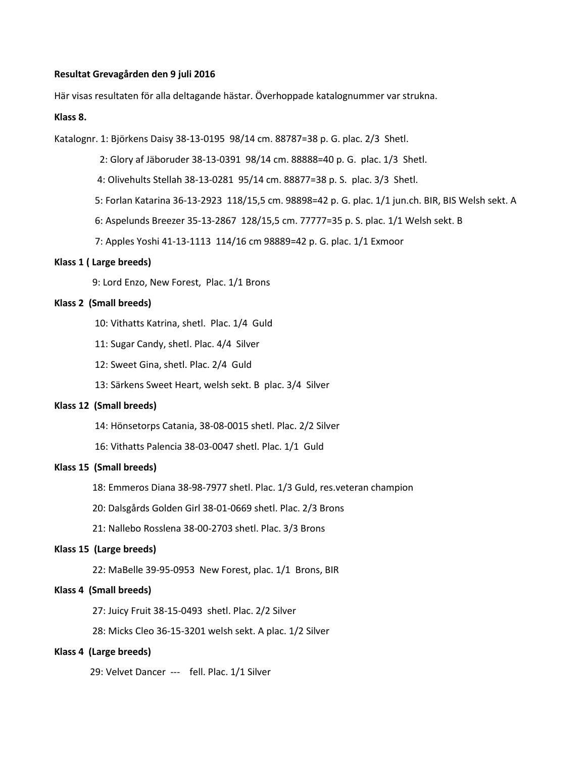**Resultat Grevagården den 9 juli 2016**

Här visas resultaten för alla deltagande hästar. Överhoppade katalognummer var strukna.

**Klass 8.**

Katalognr. 1: Björkens Daisy 38-13-0195 98/14 cm. 88787=38 p. G. plac. 2/3 Shetl.

2: Glory af Jäboruder 38-13-0391 98/14 cm. 88888=40 p. G. plac. 1/3 Shetl.

4: Olivehults Stellah 38-13-0281 95/14 cm. 88877=38 p. S. plac. 3/3 Shetl.

5: Forlan Katarina 36-13-2923 118/15,5 cm. 98898=42 p. G. plac. 1/1 jun.ch. BIR, BIS Welsh sekt. A

6: Aspelunds Breezer 35-13-2867 128/15,5 cm. 77777=35 p. S. plac. 1/1 Welsh sekt. B

7: Apples Yoshi 41-13-1113 114/16 cm 98889=42 p. G. plac. 1/1 Exmoor

**Klass 1 ( Large breeds)**

9: Lord Enzo, New Forest, Plac. 1/1 Brons

**Klass 2 (Small breeds)**

10: Vithatts Katrina, shetl. Plac. 1/4 Guld

11: Sugar Candy, shetl. Plac. 4/4 Silver

12: Sweet Gina, shetl. Plac. 2/4 Guld

13: Särkens Sweet Heart, welsh sekt. B plac. 3/4 Silver

**Klass 12 (Small breeds)**

14: Hönsetorps Catania, 38-08-0015 shetl. Plac. 2/2 Silver

16: Vithatts Palencia 38-03-0047 shetl. Plac. 1/1 Guld

**Klass 15 (Small breeds)**

18: Emmeros Diana 38-98-7977 shetl. Plac. 1/3 Guld, res.veteran champion

20: Dalsgårds Golden Girl 38-01-0669 shetl. Plac. 2/3 Brons

21: Nallebo Rosslena 38-00-2703 shetl. Plac. 3/3 Brons

**Klass 15 (Large breeds)**

22: MaBelle 39-95-0953 New Forest, plac. 1/1 Brons, BIR

**Klass 4 (Small breeds)**

27: Juicy Fruit 38-15-0493 shetl. Plac. 2/2 Silver

28: Micks Cleo 36-15-3201 welsh sekt. A plac. 1/2 Silver

**Klass 4 (Large breeds)**

29: Velvet Dancer --- fell. Plac. 1/1 Silver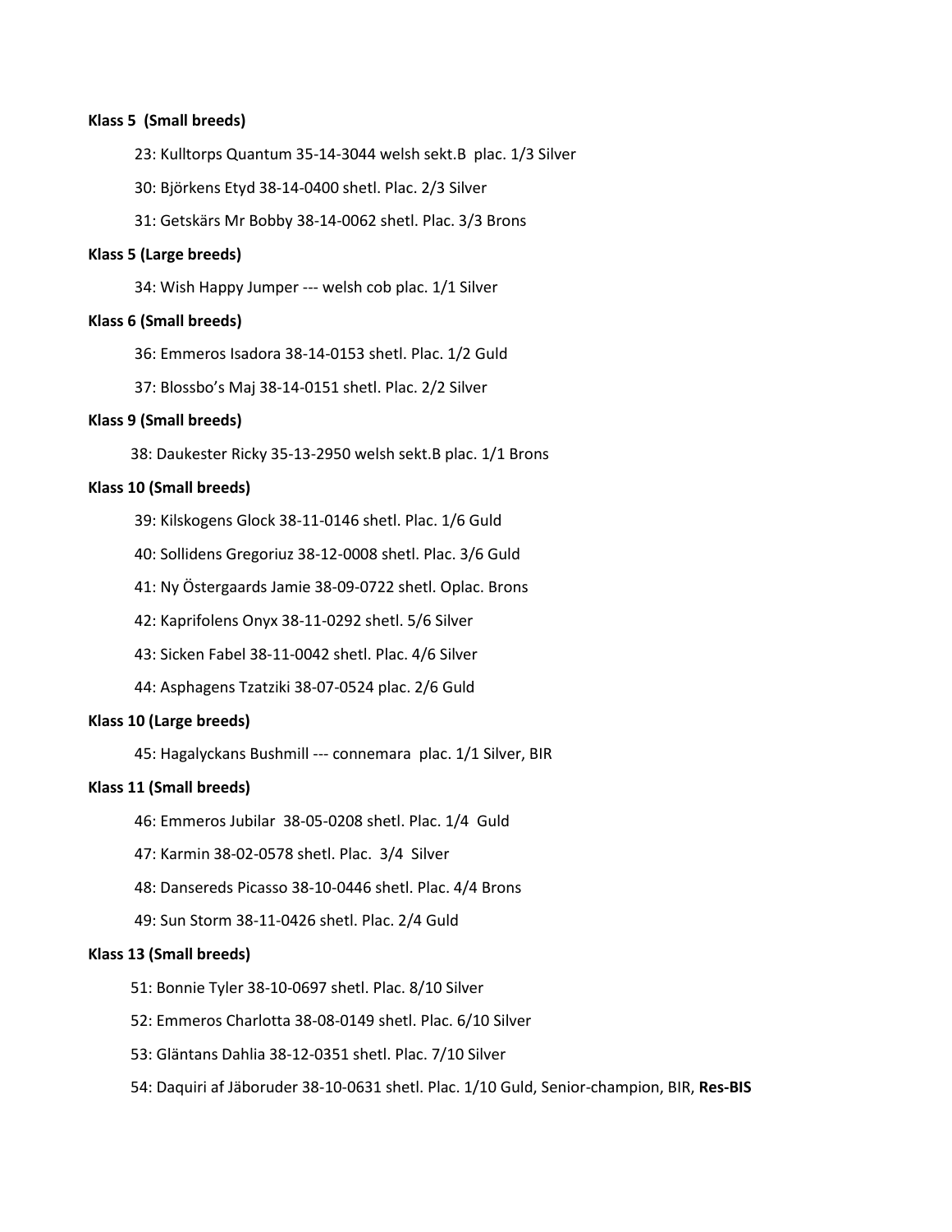**Klass 5 (Small breeds)**

23: Kulltorps Quantum 35-14-3044 welsh sekt.B plac. 1/3 Silver

30: Björkens Etyd 38-14-0400 shetl. Plac. 2/3 Silver

31: Getskärs Mr Bobby 38-14-0062 shetl. Plac. 3/3 Brons

**Klass 5 (Large breeds)**

34: Wish Happy Jumper --- welsh cob plac. 1/1 Silver

**Klass 6 (Small breeds)**

36: Emmeros Isadora 38-14-0153 shetl. Plac. 1/2 Guld

37: Blossbo's Maj 38-14-0151 shetl. Plac. 2/2 Silver

**Klass 9 (Small breeds)**

38: Daukester Ricky 35-13-2950 welsh sekt.B plac. 1/1 Brons

**Klass 10 (Small breeds)**

39: Kilskogens Glock 38-11-0146 shetl. Plac. 1/6 Guld

40: Sollidens Gregoriuz 38-12-0008 shetl. Plac. 3/6 Guld

41: Ny Östergaards Jamie 38-09-0722 shetl. Oplac. Brons

42: Kaprifolens Onyx 38-11-0292 shetl. 5/6 Silver

43: Sicken Fabel 38-11-0042 shetl. Plac. 4/6 Silver

44: Asphagens Tzatziki 38-07-0524 plac. 2/6 Guld

**Klass 10 (Large breeds)**

45: Hagalyckans Bushmill --- connemara plac. 1/1 Silver, BIR

**Klass 11 (Small breeds)**

46: Emmeros Jubilar 38-05-0208 shetl. Plac. 1/4 Guld

47: Karmin 38-02-0578 shetl. Plac. 3/4 Silver

48: Dansereds Picasso 38-10-0446 shetl. Plac. 4/4 Brons

49: Sun Storm 38-11-0426 shetl. Plac. 2/4 Guld

**Klass 13 (Small breeds)**

51: Bonnie Tyler 38-10-0697 shetl. Plac. 8/10 Silver

52: Emmeros Charlotta 38-08-0149 shetl. Plac. 6/10 Silver

53: Gläntans Dahlia 38-12-0351 shetl. Plac. 7/10 Silver

54: Daquiri af Jäboruder 38-10-0631 shetl. Plac. 1/10 Guld, Senior-champion, BIR, **Res-BIS**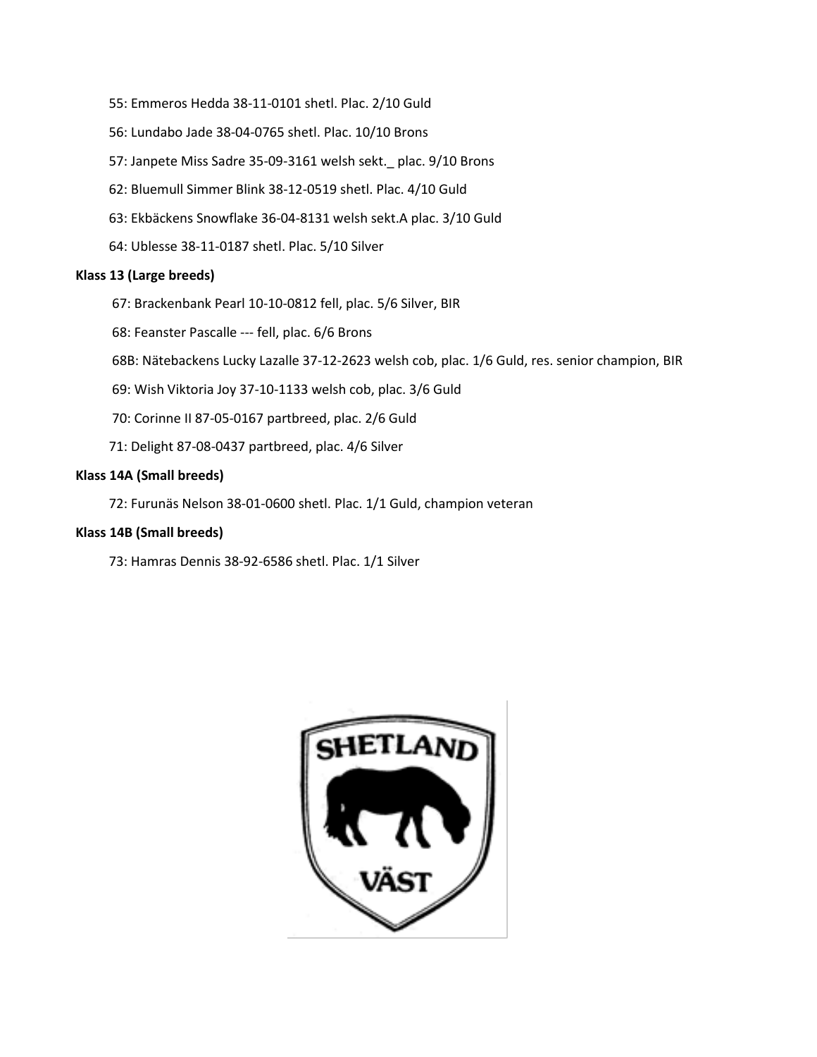55: Emmeros Hedda 38-11-0101 shetl. Plac. 2/10 Guld

56: Lundabo Jade 38-04-0765 shetl. Plac. 10/10 Brons

57: Janpete Miss Sadre 35-09-3161 welsh sekt._ plac. 9/10 Brons

62: Bluemull Simmer Blink 38-12-0519 shetl. Plac. 4/10 Guld

63: Ekbäckens Snowflake 36-04-8131 welsh sekt.A plac. 3/10 Guld

64: Ublesse 38-11-0187 shetl. Plac. 5/10 Silver

**Klass 13 (Large breeds)**

67: Brackenbank Pearl 10-10-0812 fell, plac. 5/6 Silver, BIR

68: Feanster Pascalle --- fell, plac. 6/6 Brons

68B: Nätebackens Lucky Lazalle 37-12-2623 welsh cob, plac. 1/6 Guld, res. senior champion, BIR

69: Wish Viktoria Joy 37-10-1133 welsh cob, plac. 3/6 Guld

70: Corinne II 87-05-0167 partbreed, plac. 2/6 Guld

71: Delight 87-08-0437 partbreed, plac. 4/6 Silver

**Klass 14A (Small breeds)**

72: Furunäs Nelson 38-01-0600 shetl. Plac. 1/1 Guld, champion veteran

**Klass 14B (Small breeds)**

73: Hamras Dennis 38-92-6586 shetl. Plac. 1/1 Silver

SHETLAND

VÄST